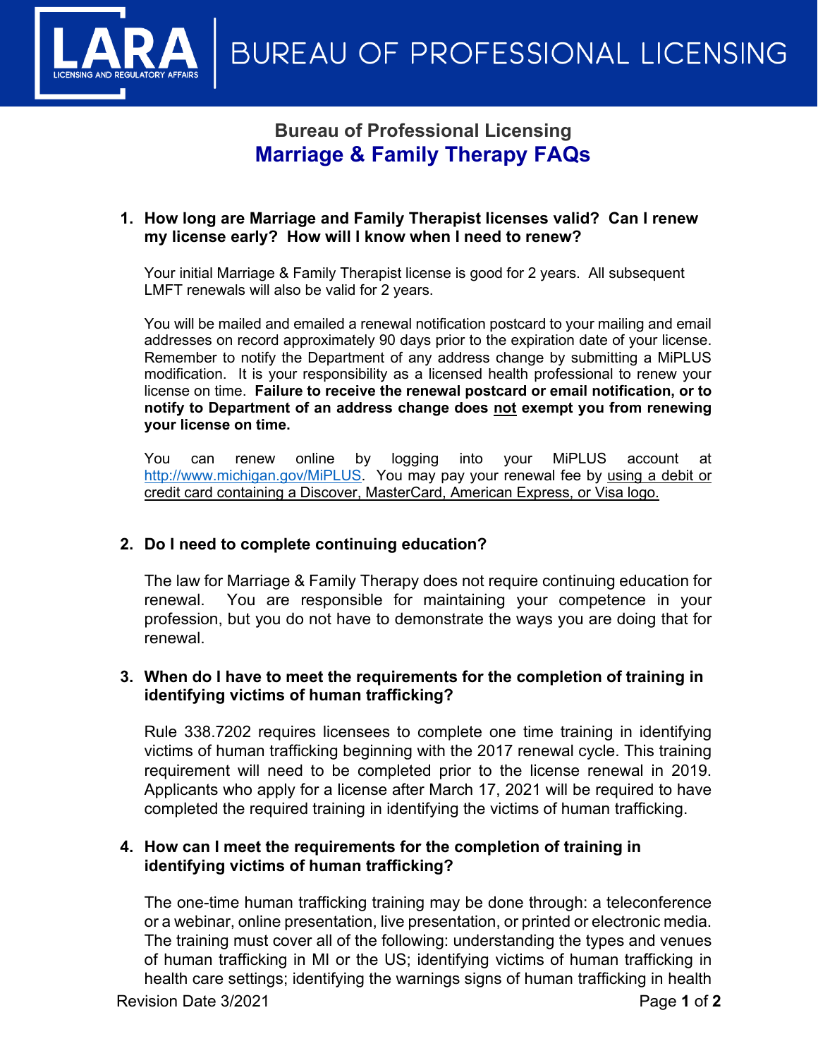# Bureau of Professional Licensing

## Marriage & Family Therapy FAQs

1. **How long are Marriage and Family Therapist licenses valid? Can I renew my license early? How will I know when I need to renew?**

   Your initial Marriage & Family Therapist license is good for 2 years. All subsequent LMFT renewals will also be valid for 2 years.

   You will be mailed and emailed a renewal notification postcard to your mailing and email addresses on record approximately 90 days prior to the expiration date of your license. Remember to notify the Department of any address change by submitting a MiPLUS modification. It is your responsibility as a licensed health professional to renew your license on time. **Failure to receive the renewal postcard or email notification, or to notify to Department of an address change does not exempt you from renewing your license on time.**

   You can renew online by logging into your MiPLUS account at [http://www.michigan.gov/MiPLUS](http://www.michigan.gov/MiPLUS). You may pay your renewal fee by using a debit or credit card containing a Discover, MasterCard, American Express, or Visa logo.

2. **Do I need to complete continuing education?**

   The law for Marriage & Family Therapy does not require continuing education for renewal. You are responsible for maintaining your competence in your profession, but you do not have to demonstrate the ways you are doing that for renewal.

3. **When do I have to meet the requirements for the completion of training in identifying victims of human trafficking?**

   Rule 338.7202 requires licensees to complete one time training in identifying victims of human trafficking beginning with the 2017 renewal cycle. This training requirement will need to be completed prior to the license renewal in 2019. Applicants who apply for a license after March 17, 2021 will be required to have completed the required training in identifying the victims of human trafficking.

4. **How can I meet the requirements for the completion of training in identifying victims of human trafficking?**

   The one-time human trafficking training may be done through: a teleconference or a webinar, online presentation, live presentation, or printed or electronic media. The training must cover all of the following: understanding the types and venues of human trafficking in MI or the US; identifying victims of human trafficking in health care settings; identifying the warnings signs of human trafficking in health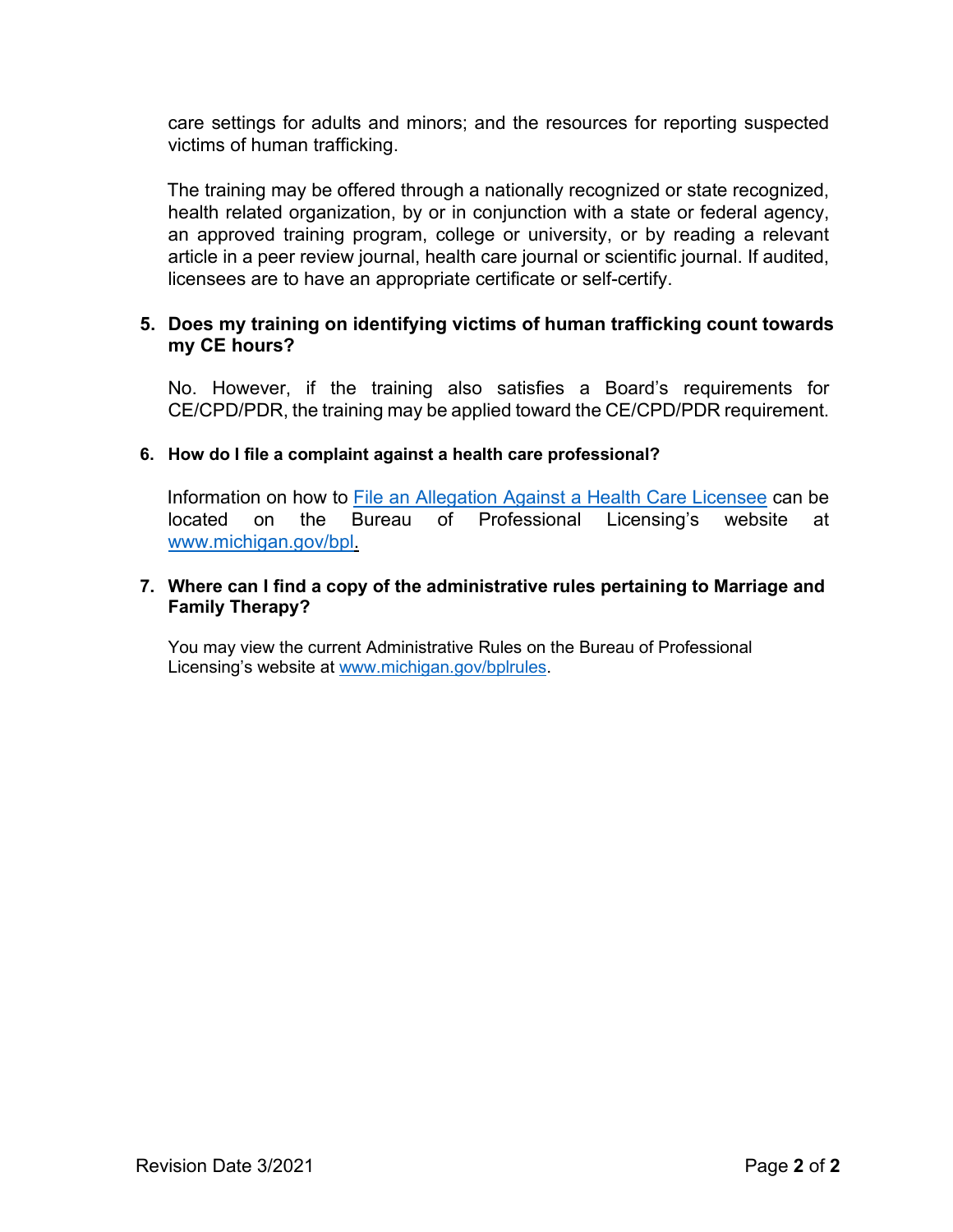care settings for adults and minors; and the resources for reporting suspected victims of human trafficking.

The training may be offered through a nationally recognized or state recognized, health related organization, by or in conjunction with a state or federal agency, an approved training program, college or university, or by reading a relevant article in a peer review journal, health care journal or scientific journal. If audited, licensees are to have an appropriate certificate or self-certify.

**5. Does my training on identifying victims of human trafficking count towards my CE hours?**

No. However, if the training also satisfies a Board's requirements for CE/CPD/PDR, the training may be applied toward the CE/CPD/PDR requirement.

**6. How do I file a complaint against a health care professional?**

Information on how to File an Allegation Against a Health Care Licensee can be located on the Bureau of Professional Licensing's website at www.michigan.gov/bpl.

**7. Where can I find a copy of the administrative rules pertaining to Marriage and Family Therapy?**

You may view the current Administrative Rules on the Bureau of Professional Licensing's website at www.michigan.gov/bplrules.

Revision Date 3/2021